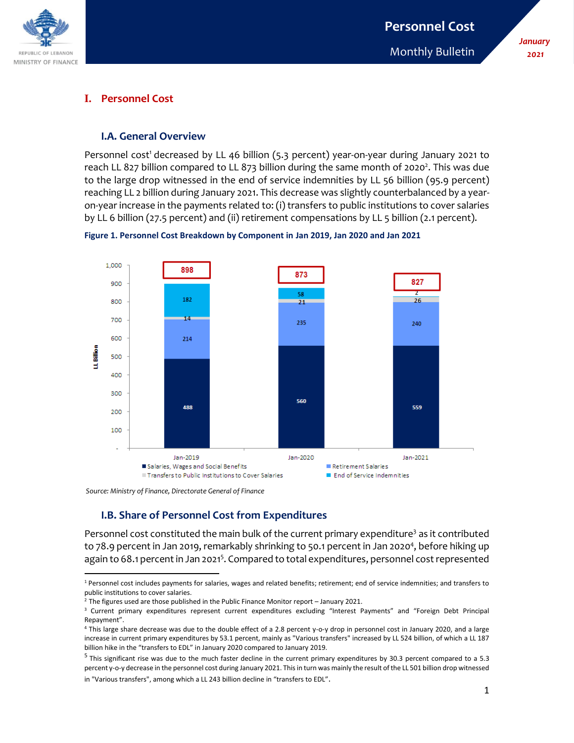# I. Personnel Cost

## I.A. General Overview

Personnel cost[1] decreased by LL 46 billion (5.3 percent) year-on-year during January 2021 to reach LL 827 billion compared to LL 873 billion during the same month of 2020[2]. This was due to the large drop witnessed in the end of service indemnities by LL 56 billion (95.9 percent) reaching LL 2 billion during January 2021. This decrease was slightly counterbalanced by a year-on-year increase in the payments related to: (i) transfers to public institutions to cover salaries by LL 6 billion (27.5 percent) and (ii) retirement compensations by LL 5 billion (2.1 percent).

**Figure 1. Personnel Cost Breakdown by Component in Jan 2019, Jan 2020 and Jan 2021**

| LL Billion | Jan-2019 | Jan-2020 | Jan-2021 |
|---|---|---|---|
| Salaries, Wages and Social Benefits | 488 | 560 | 559 |
| Retirement Salaries | 214 | 235 | 240 |
| Transfers to Public Institutions to Cover Salaries | 14 | 21 | 26 |
| End of Service Indemnities | 182 | 58 | 2 |
| Total | 898 | 873 | 827 |

*Source: Ministry of Finance, Directorate General of Finance*

## I.B. Share of Personnel Cost from Expenditures

Personnel cost constituted the main bulk of the current primary expenditure[3] as it contributed to 78.9 percent in Jan 2019, remarkably shrinking to 50.1 percent in Jan 2020[4], before hiking up again to 68.1 percent in Jan 2021[5]. Compared to total expenditures, personnel cost represented

---

[1] Personnel cost includes payments for salaries, wages and related benefits; retirement; end of service indemnities; and transfers to public institutions to cover salaries.

[2] The figures used are those published in the Public Finance Monitor report – January 2021.

[3] Current primary expenditures represent current expenditures excluding "Interest Payments" and "Foreign Debt Principal Repayment".

[4] This large share decrease was due to the double effect of a 2.8 percent y-o-y drop in personnel cost in January 2020, and a large increase in current primary expenditures by 53.1 percent, mainly as "Various transfers" increased by LL 524 billion, of which a LL 187 billion hike in the "transfers to EDL" in January 2020 compared to January 2019.

[5] This significant rise was due to the much faster decline in the current primary expenditures by 30.3 percent compared to a 5.3 percent y-o-y decrease in the personnel cost during January 2021. This in turn was mainly the result of the LL 501 billion drop witnessed in "Various transfers", among which a LL 243 billion decline in "transfers to EDL".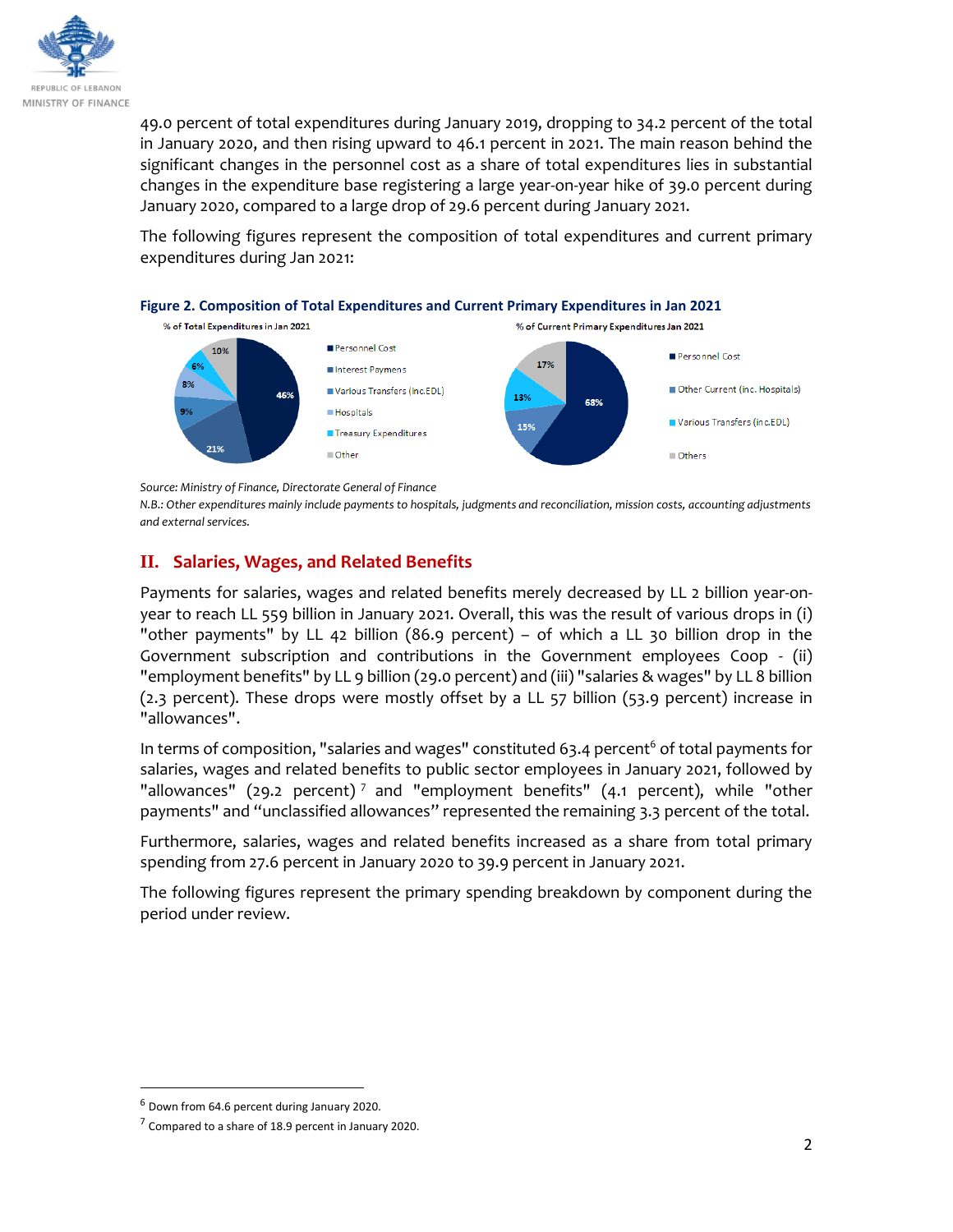49.0 percent of total expenditures during January 2019, dropping to 34.2 percent of the total in January 2020, and then rising upward to 46.1 percent in 2021. The main reason behind the significant changes in the personnel cost as a share of total expenditures lies in substantial changes in the expenditure base registering a large year-on-year hike of 39.0 percent during January 2020, compared to a large drop of 29.6 percent during January 2021.

The following figures represent the composition of total expenditures and current primary expenditures during Jan 2021:

**Figure 2. Composition of Total Expenditures and Current Primary Expenditures in Jan 2021**

% of Total Expenditures in Jan 2021

| Component | Share |
|---|---|
| Personnel Cost | 46% |
| Interest Paymens | 21% |
| Various Transfers (inc.EDL) | 9% |
| Hospitals | 8% |
| Treasury Expenditures | 6% |
| Other | 10% |

% of Current Primary Expenditures Jan 2021

| Component | Share |
|---|---|
| Personnel Cost | 68% |
| Other Current (inc. Hospitals) | 15% |
| Various Transfers (inc.EDL) | 13% |
| Others | 17% |

*Source: Ministry of Finance, Directorate General of Finance*

*N.B.: Other expenditures mainly include payments to hospitals, judgments and reconciliation, mission costs, accounting adjustments and external services.*

## II. Salaries, Wages, and Related Benefits

Payments for salaries, wages and related benefits merely decreased by LL 2 billion year-on-year to reach LL 559 billion in January 2021. Overall, this was the result of various drops in (i) "other payments" by LL 42 billion (86.9 percent) – of which a LL 30 billion drop in the Government subscription and contributions in the Government employees Coop - (ii) "employment benefits" by LL 9 billion (29.0 percent) and (iii) "salaries & wages" by LL 8 billion (2.3 percent). These drops were mostly offset by a LL 57 billion (53.9 percent) increase in "allowances".

In terms of composition, "salaries and wages" constituted 63.4 percent[6] of total payments for salaries, wages and related benefits to public sector employees in January 2021, followed by "allowances" (29.2 percent)[7] and "employment benefits" (4.1 percent), while "other payments" and "unclassified allowances" represented the remaining 3.3 percent of the total.

Furthermore, salaries, wages and related benefits increased as a share from total primary spending from 27.6 percent in January 2020 to 39.9 percent in January 2021.

The following figures represent the primary spending breakdown by component during the period under review.

---

[6] Down from 64.6 percent during January 2020.

[7] Compared to a share of 18.9 percent in January 2020.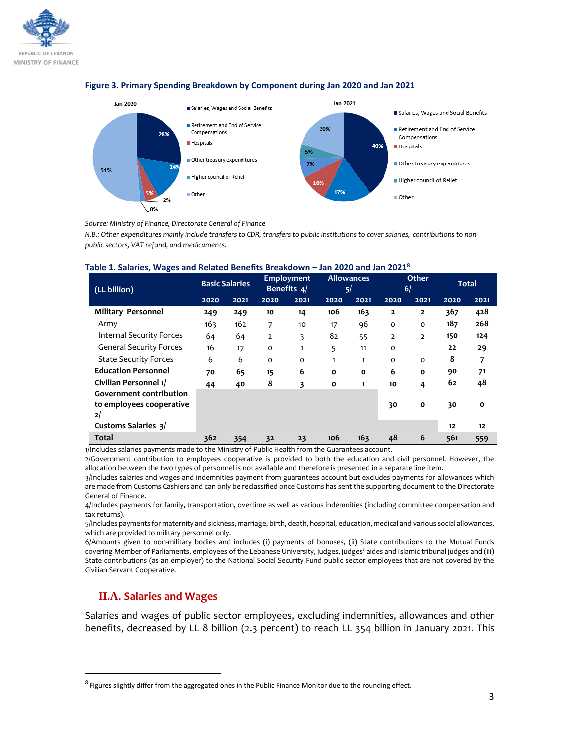**Figure 3. Primary Spending Breakdown by Component during Jan 2020 and Jan 2021**

*Source: Ministry of Finance, Directorate General of Finance*

*N.B.: Other expenditures mainly include transfers to CDR, transfers to public institutions to cover salaries, contributions to non-public sectors, VAT refund, and medicaments.*

**Table 1. Salaries, Wages and Related Benefits Breakdown – Jan 2020 and Jan 2021[8]**

| (LL billion) | Basic Salaries | | Employment Benefits 4/ | | Allowances 5/ | | Other 6/ | | Total | |
|---|---|---|---|---|---|---|---|---|---|---|
| | 2020 | 2021 | 2020 | 2021 | 2020 | 2021 | 2020 | 2021 | 2020 | 2021 |
| **Military Personnel** | **249** | **249** | **10** | **14** | **106** | **163** | **2** | **2** | **367** | **428** |
| Army | 163 | 162 | 7 | 10 | 17 | 96 | 0 | 0 | **187** | **268** |
| Internal Security Forces | 64 | 64 | 2 | 3 | 82 | 55 | 2 | 2 | **150** | **124** |
| General Security Forces | 16 | 17 | 0 | 1 | 5 | 11 | 0 | | **22** | **29** |
| State Security Forces | 6 | 6 | 0 | 0 | 1 | 1 | 0 | 0 | **8** | **7** |
| **Education Personnel** | **70** | **65** | **15** | **6** | **0** | **0** | **6** | **0** | **90** | **71** |
| **Civilian Personnel 1/** | **44** | **40** | **8** | **3** | **0** | **1** | **10** | **4** | **62** | **48** |
| **Government contribution to employees cooperative 2/** | | | | | | | **30** | **0** | **30** | **0** |
| **Customs Salaries 3/** | | | | | | | | | **12** | **12** |
| **Total** | **362** | **354** | **32** | **23** | **106** | **163** | **48** | **6** | **561** | **559** |

1/Includes salaries payments made to the Ministry of Public Health from the Guarantees account.
2/Government contribution to employees cooperative is provided to both the education and civil personnel. However, the allocation between the two types of personnel is not available and therefore is presented in a separate line item.
3/Includes salaries and wages and indemnities payment from guarantees account but excludes payments for allowances which are made from Customs Cashiers and can only be reclassified once Customs has sent the supporting document to the Directorate General of Finance.
4/Includes payments for family, transportation, overtime as well as various indemnities (including committee compensation and tax returns).
5/Includes payments for maternity and sickness, marriage, birth, death, hospital, education, medical and various social allowances, which are provided to military personnel only.
6/Amounts given to non-military bodies and includes (i) payments of bonuses, (ii) State contributions to the Mutual Funds covering Member of Parliaments, employees of the Lebanese University, judges, judges' aides and Islamic tribunal judges and (iii) State contributions (as an employer) to the National Social Security Fund public sector employees that are not covered by the Civilian Servant Cooperative.

## II.A. Salaries and Wages

Salaries and wages of public sector employees, excluding indemnities, allowances and other benefits, decreased by LL 8 billion (2.3 percent) to reach LL 354 billion in January 2021. This

[8] Figures slightly differ from the aggregated ones in the Public Finance Monitor due to the rounding effect.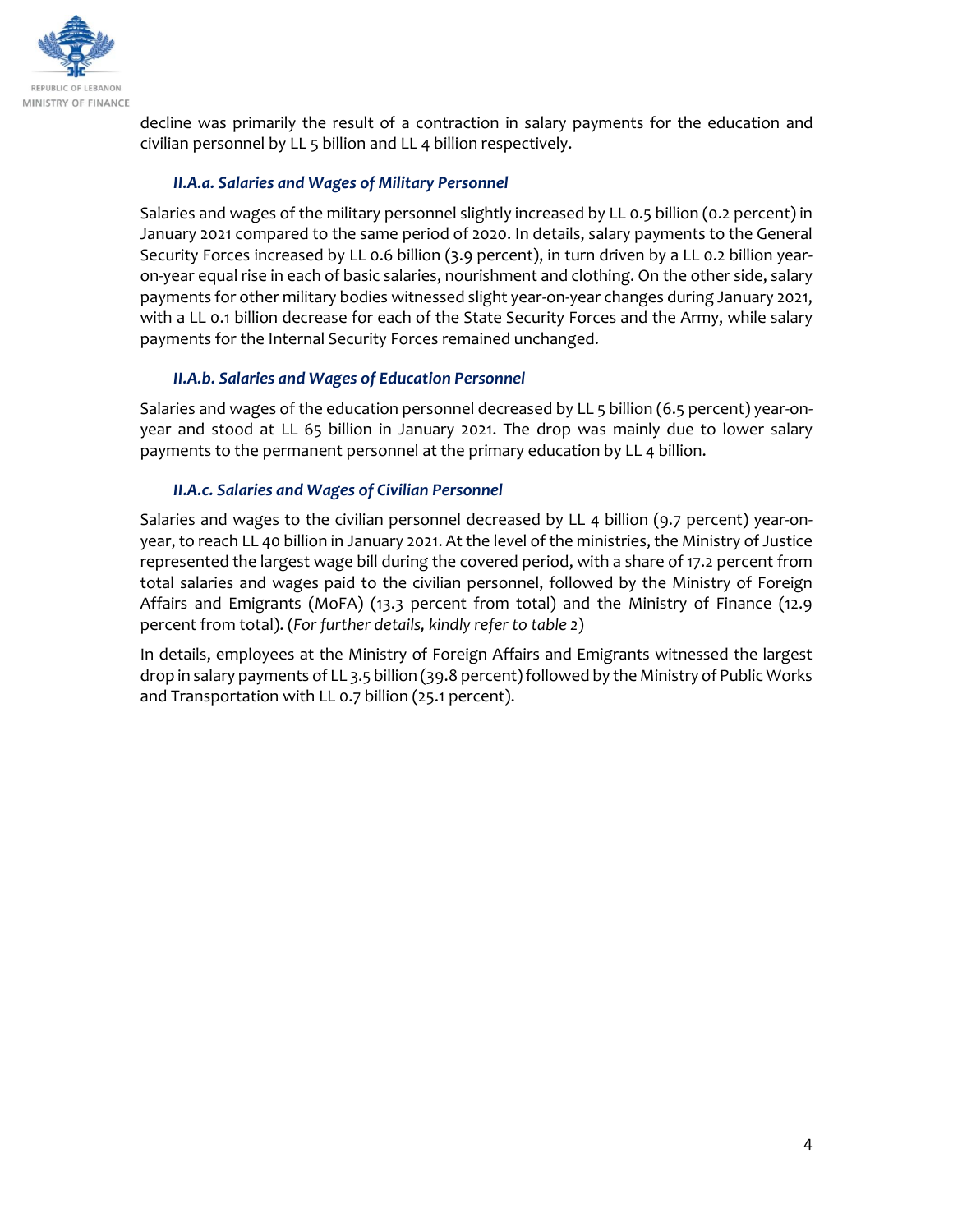decline was primarily the result of a contraction in salary payments for the education and civilian personnel by LL 5 billion and LL 4 billion respectively.

#### *II.A.a. Salaries and Wages of Military Personnel*

Salaries and wages of the military personnel slightly increased by LL 0.5 billion (0.2 percent) in January 2021 compared to the same period of 2020. In details, salary payments to the General Security Forces increased by LL 0.6 billion (3.9 percent), in turn driven by a LL 0.2 billion year-on-year equal rise in each of basic salaries, nourishment and clothing. On the other side, salary payments for other military bodies witnessed slight year-on-year changes during January 2021, with a LL 0.1 billion decrease for each of the State Security Forces and the Army, while salary payments for the Internal Security Forces remained unchanged.

#### *II.A.b. Salaries and Wages of Education Personnel*

Salaries and wages of the education personnel decreased by LL 5 billion (6.5 percent) year-on-year and stood at LL 65 billion in January 2021. The drop was mainly due to lower salary payments to the permanent personnel at the primary education by LL 4 billion.

#### *II.A.c. Salaries and Wages of Civilian Personnel*

Salaries and wages to the civilian personnel decreased by LL 4 billion (9.7 percent) year-on-year, to reach LL 40 billion in January 2021. At the level of the ministries, the Ministry of Justice represented the largest wage bill during the covered period, with a share of 17.2 percent from total salaries and wages paid to the civilian personnel, followed by the Ministry of Foreign Affairs and Emigrants (MoFA) (13.3 percent from total) and the Ministry of Finance (12.9 percent from total). (*For further details, kindly refer to table 2*)

In details, employees at the Ministry of Foreign Affairs and Emigrants witnessed the largest drop in salary payments of LL 3.5 billion (39.8 percent) followed by the Ministry of Public Works and Transportation with LL 0.7 billion (25.1 percent).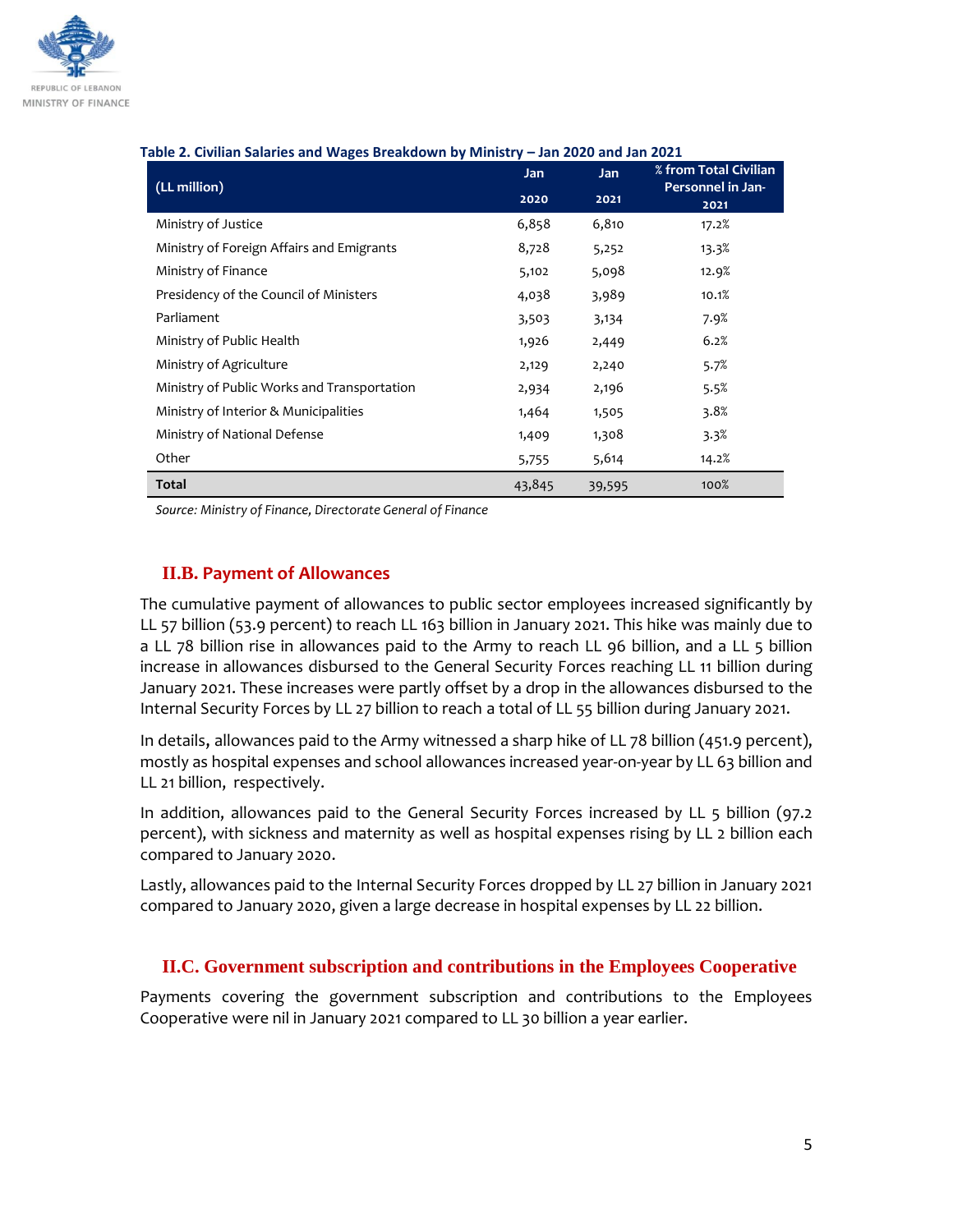**Table 2. Civilian Salaries and Wages Breakdown by Ministry – Jan 2020 and Jan 2021**

| (LL million) | Jan 2020 | Jan 2021 | % from Total Civilian Personnel in Jan-2021 |
|---|---|---|---|
| Ministry of Justice | 6,858 | 6,810 | 17.2% |
| Ministry of Foreign Affairs and Emigrants | 8,728 | 5,252 | 13.3% |
| Ministry of Finance | 5,102 | 5,098 | 12.9% |
| Presidency of the Council of Ministers | 4,038 | 3,989 | 10.1% |
| Parliament | 3,503 | 3,134 | 7.9% |
| Ministry of Public Health | 1,926 | 2,449 | 6.2% |
| Ministry of Agriculture | 2,129 | 2,240 | 5.7% |
| Ministry of Public Works and Transportation | 2,934 | 2,196 | 5.5% |
| Ministry of Interior & Municipalities | 1,464 | 1,505 | 3.8% |
| Ministry of National Defense | 1,409 | 1,308 | 3.3% |
| Other | 5,755 | 5,614 | 14.2% |
| **Total** | 43,845 | 39,595 | 100% |

*Source: Ministry of Finance, Directorate General of Finance*

## II.B. Payment of Allowances

The cumulative payment of allowances to public sector employees increased significantly by LL 57 billion (53.9 percent) to reach LL 163 billion in January 2021. This hike was mainly due to a LL 78 billion rise in allowances paid to the Army to reach LL 96 billion, and a LL 5 billion increase in allowances disbursed to the General Security Forces reaching LL 11 billion during January 2021. These increases were partly offset by a drop in the allowances disbursed to the Internal Security Forces by LL 27 billion to reach a total of LL 55 billion during January 2021.

In details, allowances paid to the Army witnessed a sharp hike of LL 78 billion (451.9 percent), mostly as hospital expenses and school allowances increased year-on-year by LL 63 billion and LL 21 billion, respectively.

In addition, allowances paid to the General Security Forces increased by LL 5 billion (97.2 percent), with sickness and maternity as well as hospital expenses rising by LL 2 billion each compared to January 2020.

Lastly, allowances paid to the Internal Security Forces dropped by LL 27 billion in January 2021 compared to January 2020, given a large decrease in hospital expenses by LL 22 billion.

## II.C. Government subscription and contributions in the Employees Cooperative

Payments covering the government subscription and contributions to the Employees Cooperative were nil in January 2021 compared to LL 30 billion a year earlier.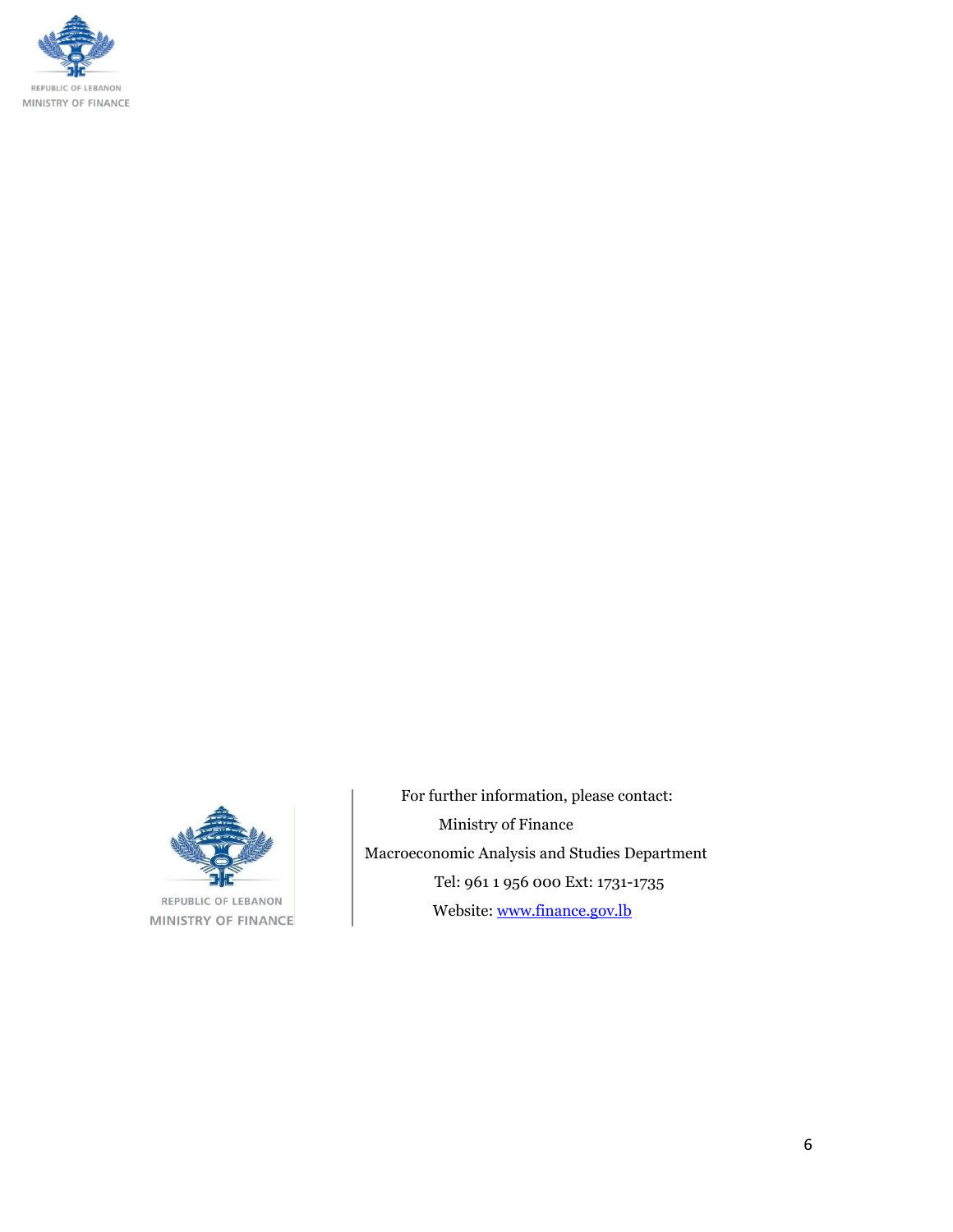REPUBLIC OF LEBANON
MINISTRY OF FINANCE

REPUBLIC OF LEBANON
MINISTRY OF FINANCE

For further information, please contact:

Ministry of Finance

Macroeconomic Analysis and Studies Department

Tel: 961 1 956 000 Ext: 1731-1735

Website: [www.finance.gov.lb](http://www.finance.gov.lb)